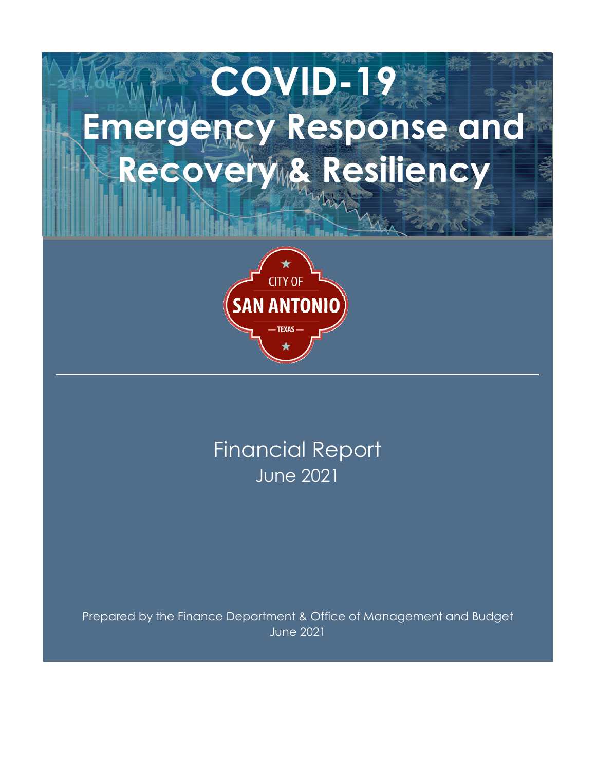# COVID-19 Emergency Response and Recovery & Resiliency

CITY OF SAN ANTONIO — TEXAS —

Financial Report
June 2021

Prepared by the Finance Department & Office of Management and Budget
June 2021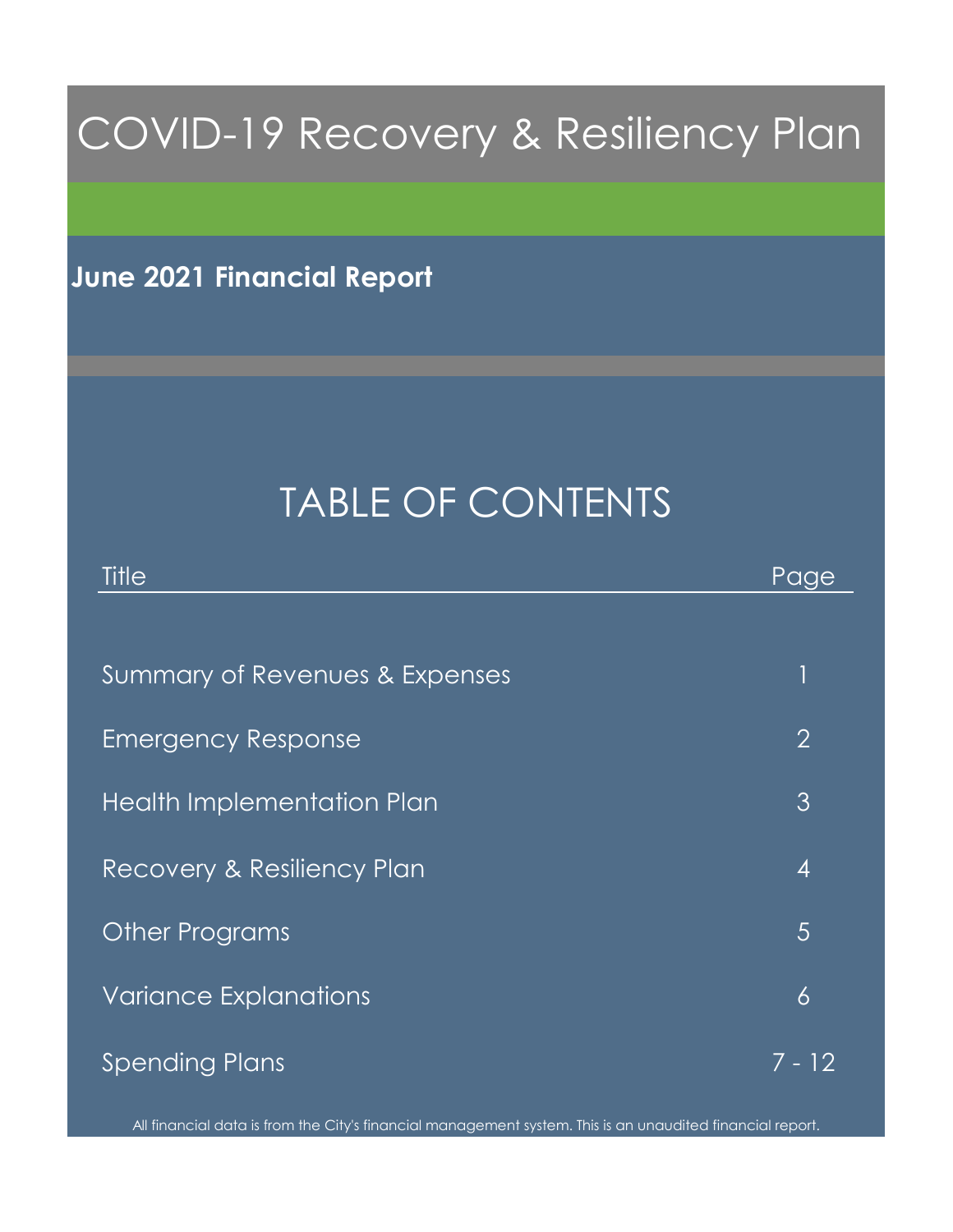# COVID-19 Recovery & Resiliency Plan

**June 2021 Financial Report**

## TABLE OF CONTENTS

| Title | Page |
| --- | --- |
| Summary of Revenues & Expenses | 1 |
| Emergency Response | 2 |
| Health Implementation Plan | 3 |
| Recovery & Resiliency Plan | 4 |
| Other Programs | 5 |
| Variance Explanations | 6 |
| Spending Plans | 7 - 12 |

All financial data is from the City's financial management system. This is an unaudited financial report.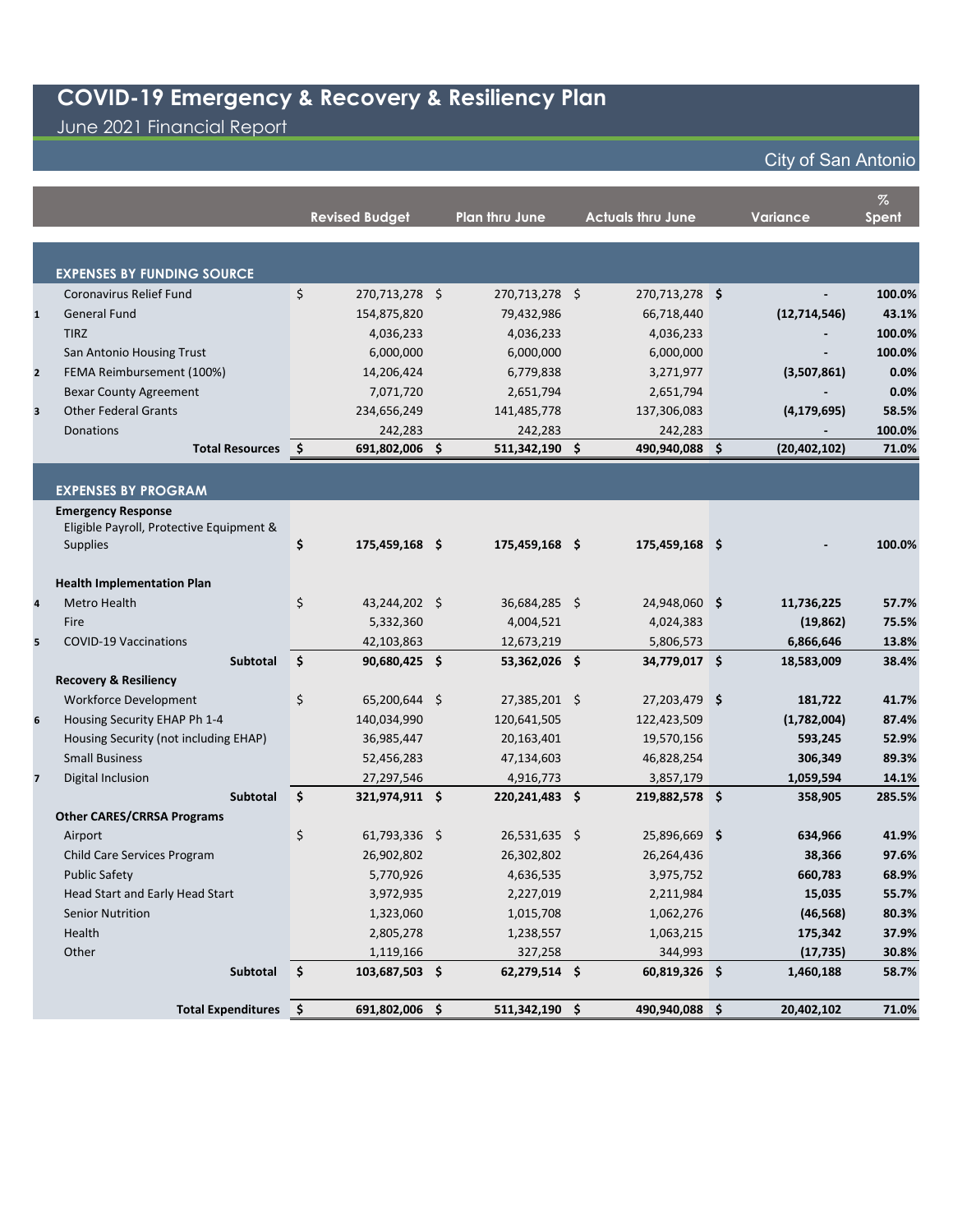# COVID-19 Emergency & Recovery & Resiliency Plan

## June 2021 Financial Report

City of San Antonio

| | | Revised Budget | Plan thru June | Actuals thru June | Variance | % Spent |
|---|---|---|---|---|---|---|
| | **EXPENSES BY FUNDING SOURCE** | | | | | |
| | Coronavirus Relief Fund | $ 270,713,278 | $ 270,713,278 | $ 270,713,278 | $ - | 100.0% |
| 1 | General Fund | 154,875,820 | 79,432,986 | 66,718,440 | (12,714,546) | 43.1% |
| | TIRZ | 4,036,233 | 4,036,233 | 4,036,233 | - | 100.0% |
| | San Antonio Housing Trust | 6,000,000 | 6,000,000 | 6,000,000 | - | 100.0% |
| 2 | FEMA Reimbursement (100%) | 14,206,424 | 6,779,838 | 3,271,977 | (3,507,861) | 0.0% |
| | Bexar County Agreement | 7,071,720 | 2,651,794 | 2,651,794 | - | 0.0% |
| 3 | Other Federal Grants | 234,656,249 | 141,485,778 | 137,306,083 | (4,179,695) | 58.5% |
| | Donations | 242,283 | 242,283 | 242,283 | - | 100.0% |
| | **Total Resources** | **$ 691,802,006** | **$ 511,342,190** | **$ 490,940,088** | **$ (20,402,102)** | **71.0%** |
| | **EXPENSES BY PROGRAM** | | | | | |
| | **Emergency Response** | | | | | |
| | Eligible Payroll, Protective Equipment & Supplies | **$ 175,459,168** | **$ 175,459,168** | **$ 175,459,168** | **$ -** | **100.0%** |
| | **Health Implementation Plan** | | | | | |
| 4 | Metro Health | $ 43,244,202 | $ 36,684,285 | $ 24,948,060 | $ 11,736,225 | 57.7% |
| | Fire | 5,332,360 | 4,004,521 | 4,024,383 | (19,862) | 75.5% |
| 5 | COVID-19 Vaccinations | 42,103,863 | 12,673,219 | 5,806,573 | 6,866,646 | 13.8% |
| | **Subtotal** | **$ 90,680,425** | **$ 53,362,026** | **$ 34,779,017** | **$ 18,583,009** | **38.4%** |
| | **Recovery & Resiliency** | | | | | |
| | Workforce Development | $ 65,200,644 | $ 27,385,201 | $ 27,203,479 | $ 181,722 | 41.7% |
| 6 | Housing Security EHAP Ph 1-4 | 140,034,990 | 120,641,505 | 122,423,509 | (1,782,004) | 87.4% |
| | Housing Security (not including EHAP) | 36,985,447 | 20,163,401 | 19,570,156 | 593,245 | 52.9% |
| | Small Business | 52,456,283 | 47,134,603 | 46,828,254 | 306,349 | 89.3% |
| 7 | Digital Inclusion | 27,297,546 | 4,916,773 | 3,857,179 | 1,059,594 | 14.1% |
| | **Subtotal** | **$ 321,974,911** | **$ 220,241,483** | **$ 219,882,578** | **$ 358,905** | **285.5%** |
| | **Other CARES/CRRSA Programs** | | | | | |
| | Airport | $ 61,793,336 | $ 26,531,635 | $ 25,896,669 | $ 634,966 | 41.9% |
| | Child Care Services Program | 26,902,802 | 26,302,802 | 26,264,436 | 38,366 | 97.6% |
| | Public Safety | 5,770,926 | 4,636,535 | 3,975,752 | 660,783 | 68.9% |
| | Head Start and Early Head Start | 3,972,935 | 2,227,019 | 2,211,984 | 15,035 | 55.7% |
| | Senior Nutrition | 1,323,060 | 1,015,708 | 1,062,276 | (46,568) | 80.3% |
| | Health | 2,805,278 | 1,238,557 | 1,063,215 | 175,342 | 37.9% |
| | Other | 1,119,166 | 327,258 | 344,993 | (17,735) | 30.8% |
| | **Subtotal** | **$ 103,687,503** | **$ 62,279,514** | **$ 60,819,326** | **$ 1,460,188** | **58.7%** |
| | **Total Expenditures** | **$ 691,802,006** | **$ 511,342,190** | **$ 490,940,088** | **$ 20,402,102** | **71.0%** |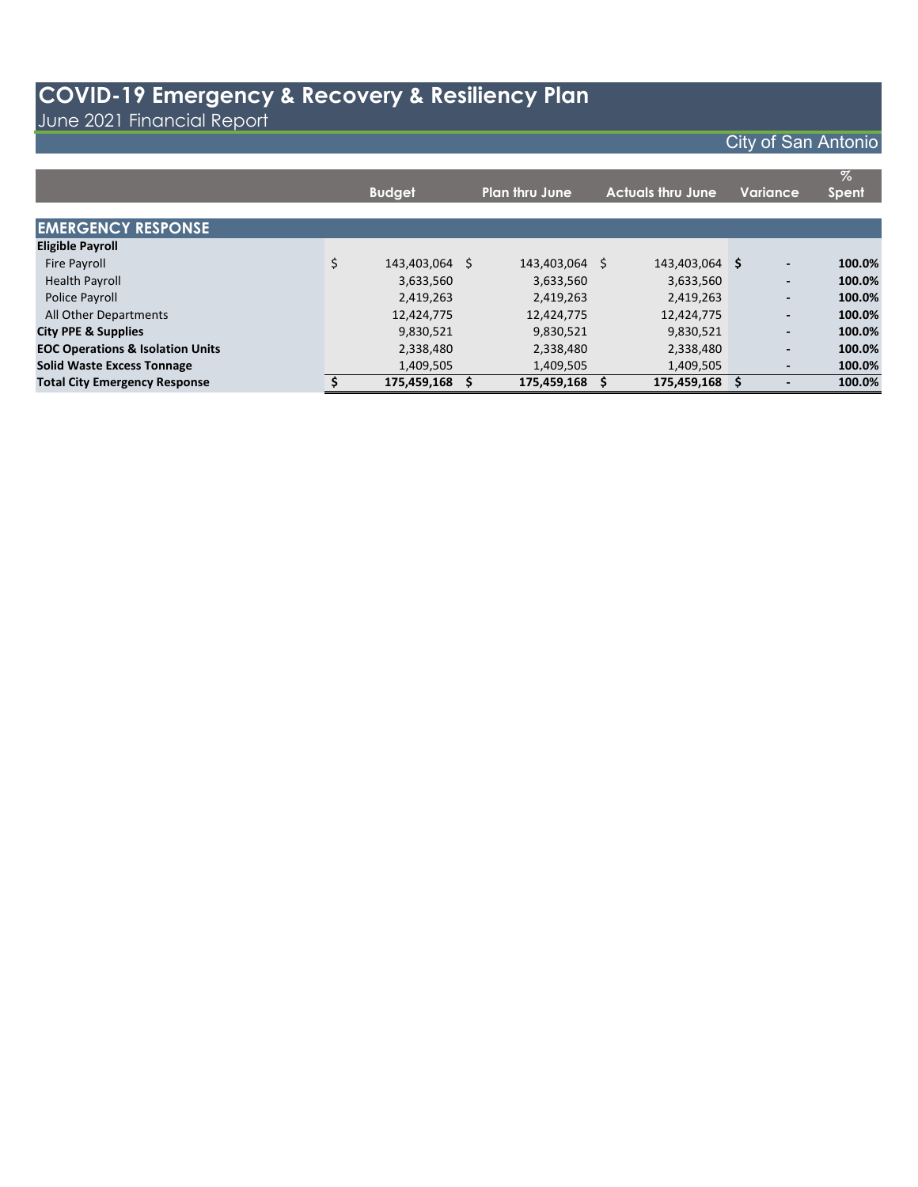# COVID-19 Emergency & Recovery & Resiliency Plan

June 2021 Financial Report

City of San Antonio

| | Budget | Plan thru June | Actuals thru June | Variance | % Spent |
|---|---|---|---|---|---|
| **EMERGENCY RESPONSE** | | | | | |
| **Eligible Payroll** | | | | | |
| Fire Payroll | $ 143,403,064 | $ 143,403,064 | $ 143,403,064 | **$ -** | **100.0%** |
| Health Payroll | 3,633,560 | 3,633,560 | 3,633,560 | **-** | **100.0%** |
| Police Payroll | 2,419,263 | 2,419,263 | 2,419,263 | **-** | **100.0%** |
| All Other Departments | 12,424,775 | 12,424,775 | 12,424,775 | **-** | **100.0%** |
| **City PPE & Supplies** | 9,830,521 | 9,830,521 | 9,830,521 | **-** | **100.0%** |
| **EOC Operations & Isolation Units** | 2,338,480 | 2,338,480 | 2,338,480 | **-** | **100.0%** |
| **Solid Waste Excess Tonnage** | 1,409,505 | 1,409,505 | 1,409,505 | **-** | **100.0%** |
| **Total City Emergency Response** | **$ 175,459,168** | **$ 175,459,168** | **$ 175,459,168** | **$ -** | **100.0%** |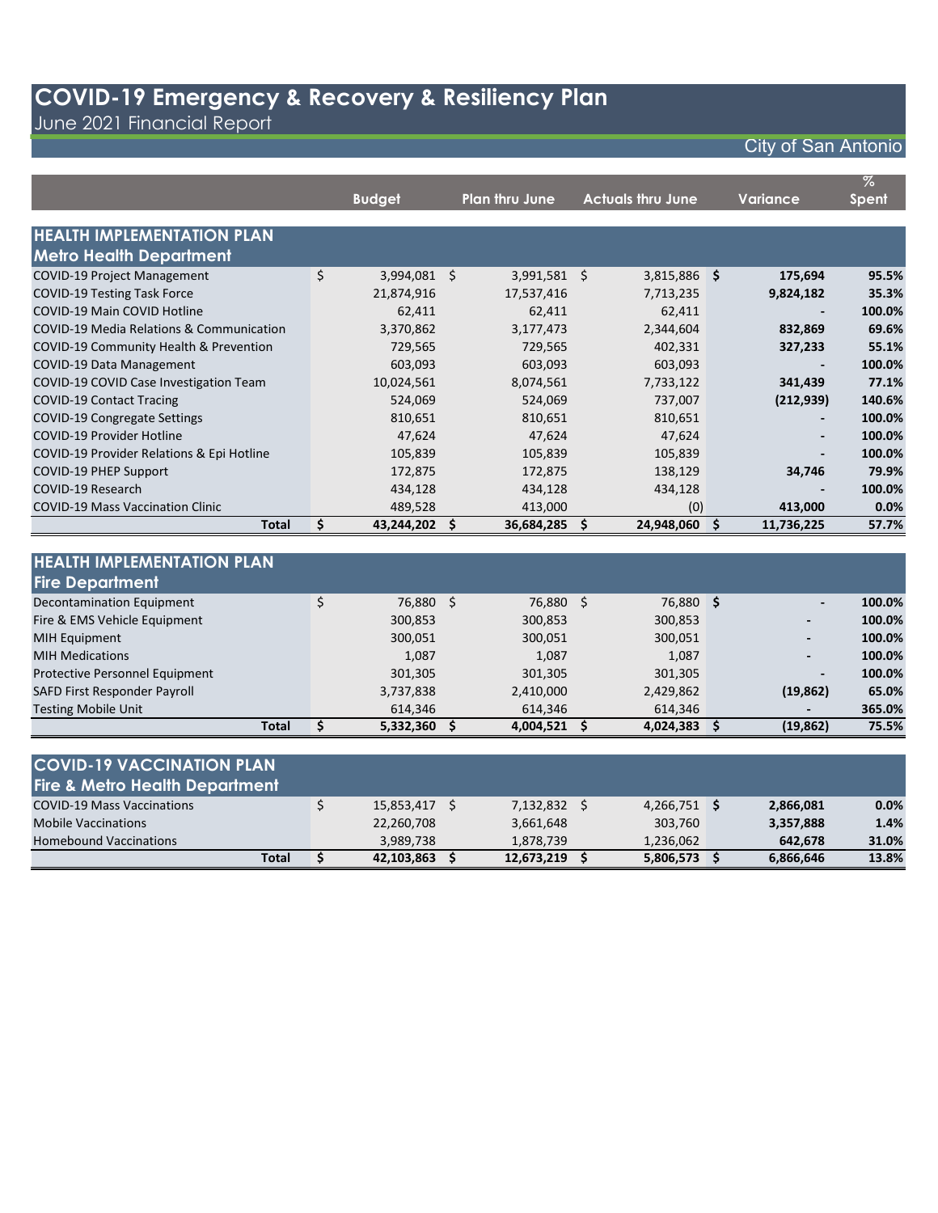# COVID-19 Emergency & Recovery & Resiliency Plan

June 2021 Financial Report

City of San Antonio

| | Budget | Plan thru June | Actuals thru June | Variance | % Spent |
|---|---|---|---|---|---|
| **HEALTH IMPLEMENTATION PLAN** | | | | | |
| **Metro Health Department** | | | | | |
| COVID-19 Project Management | $ 3,994,081 | $ 3,991,581 | $ 3,815,886 | **$ 175,694** | **95.5%** |
| COVID-19 Testing Task Force | 21,874,916 | 17,537,416 | 7,713,235 | **9,824,182** | **35.3%** |
| COVID-19 Main COVID Hotline | 62,411 | 62,411 | 62,411 | **-** | **100.0%** |
| COVID-19 Media Relations & Communication | 3,370,862 | 3,177,473 | 2,344,604 | **832,869** | **69.6%** |
| COVID-19 Community Health & Prevention | 729,565 | 729,565 | 402,331 | **327,233** | **55.1%** |
| COVID-19 Data Management | 603,093 | 603,093 | 603,093 | **-** | **100.0%** |
| COVID-19 COVID Case Investigation Team | 10,024,561 | 8,074,561 | 7,733,122 | **341,439** | **77.1%** |
| COVID-19 Contact Tracing | 524,069 | 524,069 | 737,007 | **(212,939)** | **140.6%** |
| COVID-19 Congregate Settings | 810,651 | 810,651 | 810,651 | **-** | **100.0%** |
| COVID-19 Provider Hotline | 47,624 | 47,624 | 47,624 | **-** | **100.0%** |
| COVID-19 Provider Relations & Epi Hotline | 105,839 | 105,839 | 105,839 | **-** | **100.0%** |
| COVID-19 PHEP Support | 172,875 | 172,875 | 138,129 | **34,746** | **79.9%** |
| COVID-19 Research | 434,128 | 434,128 | 434,128 | **-** | **100.0%** |
| COVID-19 Mass Vaccination Clinic | 489,528 | 413,000 | (0) | **413,000** | **0.0%** |
| **Total** | **$ 43,244,202** | **$ 36,684,285** | **$ 24,948,060** | **$ 11,736,225** | **57.7%** |

| | Budget | Plan thru June | Actuals thru June | Variance | % Spent |
|---|---|---|---|---|---|
| **HEALTH IMPLEMENTATION PLAN** | | | | | |
| **Fire Department** | | | | | |
| Decontamination Equipment | $ 76,880 | $ 76,880 | $ 76,880 | **$ -** | **100.0%** |
| Fire & EMS Vehicle Equipment | 300,853 | 300,853 | 300,853 | **-** | **100.0%** |
| MIH Equipment | 300,051 | 300,051 | 300,051 | **-** | **100.0%** |
| MIH Medications | 1,087 | 1,087 | 1,087 | **-** | **100.0%** |
| Protective Personnel Equipment | 301,305 | 301,305 | 301,305 | **-** | **100.0%** |
| SAFD First Responder Payroll | 3,737,838 | 2,410,000 | 2,429,862 | **(19,862)** | **65.0%** |
| Testing Mobile Unit | 614,346 | 614,346 | 614,346 | **-** | **365.0%** |
| **Total** | **$ 5,332,360** | **$ 4,004,521** | **$ 4,024,383** | **$ (19,862)** | **75.5%** |

| | Budget | Plan thru June | Actuals thru June | Variance | % Spent |
|---|---|---|---|---|---|
| **COVID-19 VACCINATION PLAN** | | | | | |
| **Fire & Metro Health Department** | | | | | |
| COVID-19 Mass Vaccinations | $ 15,853,417 | $ 7,132,832 | $ 4,266,751 | **$ 2,866,081** | **0.0%** |
| Mobile Vaccinations | 22,260,708 | 3,661,648 | 303,760 | **3,357,888** | **1.4%** |
| Homebound Vaccinations | 3,989,738 | 1,878,739 | 1,236,062 | **642,678** | **31.0%** |
| **Total** | **$ 42,103,863** | **$ 12,673,219** | **$ 5,806,573** | **$ 6,866,646** | **13.8%** |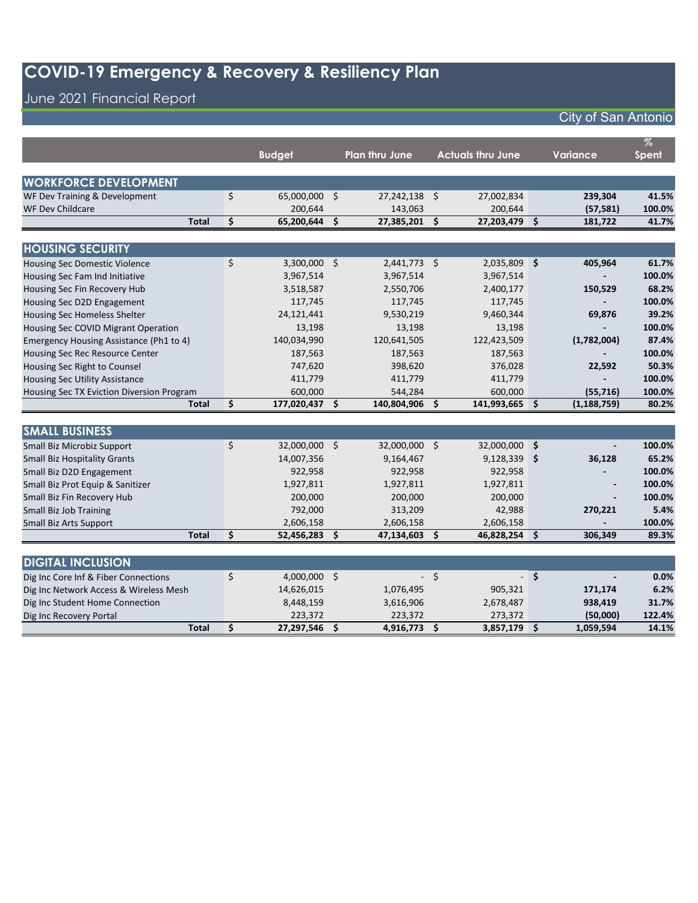# COVID-19 Emergency & Recovery & Resiliency Plan

## June 2021 Financial Report

City of San Antonio

| | Budget | Plan thru June | Actuals thru June | Variance | % Spent |
|---|---|---|---|---|---|
| **WORKFORCE DEVELOPMENT** | | | | | |
| WF Dev Training & Development | $ 65,000,000 | $ 27,242,138 | $ 27,002,834 | **239,304** | **41.5%** |
| WF Dev Childcare | 200,644 | 143,063 | 200,644 | **(57,581)** | **100.0%** |
| **Total** | **$ 65,200,644** | **$ 27,385,201** | **$ 27,203,479** | **$ 181,722** | **41.7%** |
| **HOUSING SECURITY** | | | | | |
| Housing Sec Domestic Violence | $ 3,300,000 | $ 2,441,773 | $ 2,035,809 | **$ 405,964** | **61.7%** |
| Housing Sec Fam Ind Initiative | 3,967,514 | 3,967,514 | 3,967,514 | **-** | **100.0%** |
| Housing Sec Fin Recovery Hub | 3,518,587 | 2,550,706 | 2,400,177 | **150,529** | **68.2%** |
| Housing Sec D2D Engagement | 117,745 | 117,745 | 117,745 | **-** | **100.0%** |
| Housing Sec Homeless Shelter | 24,121,441 | 9,530,219 | 9,460,344 | **69,876** | **39.2%** |
| Housing Sec COVID Migrant Operation | 13,198 | 13,198 | 13,198 | **-** | **100.0%** |
| Emergency Housing Assistance (Ph1 to 4) | 140,034,990 | 120,641,505 | 122,423,509 | **(1,782,004)** | **87.4%** |
| Housing Sec Rec Resource Center | 187,563 | 187,563 | 187,563 | **-** | **100.0%** |
| Housing Sec Right to Counsel | 747,620 | 398,620 | 376,028 | **22,592** | **50.3%** |
| Housing Sec Utility Assistance | 411,779 | 411,779 | 411,779 | **-** | **100.0%** |
| Housing Sec TX Eviction Diversion Program | 600,000 | 544,284 | 600,000 | **(55,716)** | **100.0%** |
| **Total** | **$ 177,020,437** | **$ 140,804,906** | **$ 141,993,665** | **$ (1,188,759)** | **80.2%** |
| **SMALL BUSINESS** | | | | | |
| Small Biz Microbiz Support | $ 32,000,000 | $ 32,000,000 | $ 32,000,000 | **$ -** | **100.0%** |
| Small Biz Hospitality Grants | 14,007,356 | 9,164,467 | 9,128,339 | **$ 36,128** | **65.2%** |
| Small Biz D2D Engagement | 922,958 | 922,958 | 922,958 | **-** | **100.0%** |
| Small Biz Prot Equip & Sanitizer | 1,927,811 | 1,927,811 | 1,927,811 | **-** | **100.0%** |
| Small Biz Fin Recovery Hub | 200,000 | 200,000 | 200,000 | **-** | **100.0%** |
| Small Biz Job Training | 792,000 | 313,209 | 42,988 | **270,221** | **5.4%** |
| Small Biz Arts Support | 2,606,158 | 2,606,158 | 2,606,158 | **-** | **100.0%** |
| **Total** | **$ 52,456,283** | **$ 47,134,603** | **$ 46,828,254** | **$ 306,349** | **89.3%** |
| **DIGITAL INCLUSION** | | | | | |
| Dig Inc Core Inf & Fiber Connections | $ 4,000,000 | $ - | $ - | **$ -** | **0.0%** |
| Dig Inc Network Access & Wireless Mesh | 14,626,015 | 1,076,495 | 905,321 | **171,174** | **6.2%** |
| Dig Inc Student Home Connection | 8,448,159 | 3,616,906 | 2,678,487 | **938,419** | **31.7%** |
| Dig Inc Recovery Portal | 223,372 | 223,372 | 273,372 | **(50,000)** | **122.4%** |
| **Total** | **$ 27,297,546** | **$ 4,916,773** | **$ 3,857,179** | **$ 1,059,594** | **14.1%** |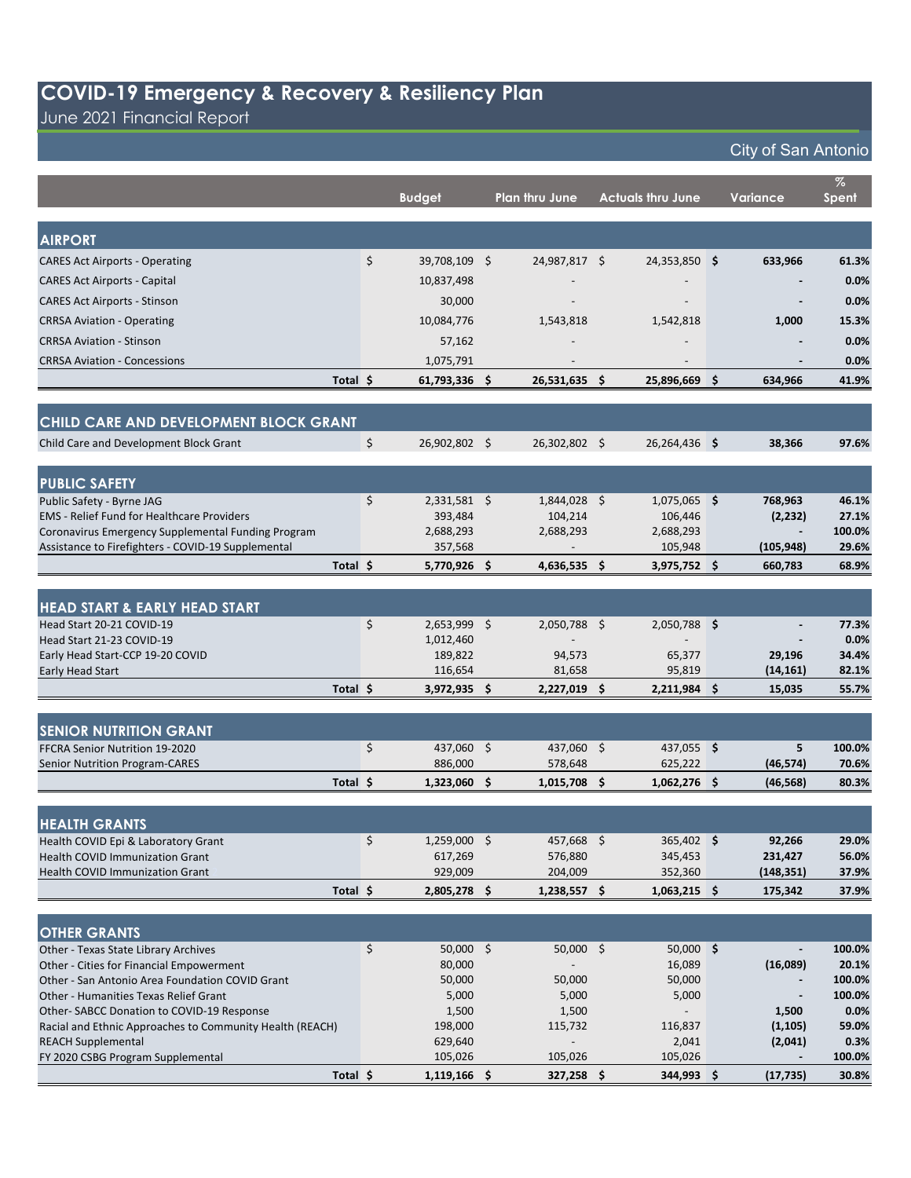# COVID-19 Emergency & Recovery & Resiliency Plan

June 2021 Financial Report

City of San Antonio

| | Budget | Plan thru June | Actuals thru June | Variance | % Spent |
|---|---|---|---|---|---|
| **AIRPORT** | | | | | |
| CARES Act Airports - Operating | $ 39,708,109 | $ 24,987,817 | $ 24,353,850 | **$ 633,966** | **61.3%** |
| CARES Act Airports - Capital | 10,837,498 | - | - | **-** | **0.0%** |
| CARES Act Airports - Stinson | 30,000 | - | - | **-** | **0.0%** |
| CRRSA Aviation - Operating | 10,084,776 | 1,543,818 | 1,542,818 | **1,000** | **15.3%** |
| CRRSA Aviation - Stinson | 57,162 | - | - | **-** | **0.0%** |
| CRRSA Aviation - Concessions | 1,075,791 | - | - | **-** | **0.0%** |
| **Total** | **$ 61,793,336** | **$ 26,531,635** | **$ 25,896,669** | **$ 634,966** | **41.9%** |
| **CHILD CARE AND DEVELOPMENT BLOCK GRANT** | | | | | |
| Child Care and Development Block Grant | $ 26,902,802 | $ 26,302,802 | $ 26,264,436 | **$ 38,366** | **97.6%** |
| **PUBLIC SAFETY** | | | | | |
| Public Safety - Byrne JAG | $ 2,331,581 | $ 1,844,028 | $ 1,075,065 | **$ 768,963** | **46.1%** |
| EMS - Relief Fund for Healthcare Providers | 393,484 | 104,214 | 106,446 | **(2,232)** | **27.1%** |
| Coronavirus Emergency Supplemental Funding Program | 2,688,293 | 2,688,293 | 2,688,293 | **-** | **100.0%** |
| Assistance to Firefighters - COVID-19 Supplemental | 357,568 | - | 105,948 | **(105,948)** | **29.6%** |
| **Total** | **$ 5,770,926** | **$ 4,636,535** | **$ 3,975,752** | **$ 660,783** | **68.9%** |
| **HEAD START & EARLY HEAD START** | | | | | |
| Head Start 20-21 COVID-19 | $ 2,653,999 | $ 2,050,788 | $ 2,050,788 | **$ -** | **77.3%** |
| Head Start 21-23 COVID-19 | 1,012,460 | - | - | **-** | **0.0%** |
| Early Head Start-CCP 19-20 COVID | 189,822 | 94,573 | 65,377 | **29,196** | **34.4%** |
| Early Head Start | 116,654 | 81,658 | 95,819 | **(14,161)** | **82.1%** |
| **Total** | **$ 3,972,935** | **$ 2,227,019** | **$ 2,211,984** | **$ 15,035** | **55.7%** |
| **SENIOR NUTRITION GRANT** | | | | | |
| FFCRA Senior Nutrition 19-2020 | $ 437,060 | $ 437,060 | $ 437,055 | **$ 5** | **100.0%** |
| Senior Nutrition Program-CARES | 886,000 | 578,648 | 625,222 | **(46,574)** | **70.6%** |
| **Total** | **$ 1,323,060** | **$ 1,015,708** | **$ 1,062,276** | **$ (46,568)** | **80.3%** |
| **HEALTH GRANTS** | | | | | |
| Health COVID Epi & Laboratory Grant | $ 1,259,000 | $ 457,668 | $ 365,402 | **$ 92,266** | **29.0%** |
| Health COVID Immunization Grant | 617,269 | 576,880 | 345,453 | **231,427** | **56.0%** |
| Health COVID Immunization Grant | 929,009 | 204,009 | 352,360 | **(148,351)** | **37.9%** |
| **Total** | **$ 2,805,278** | **$ 1,238,557** | **$ 1,063,215** | **$ 175,342** | **37.9%** |
| **OTHER GRANTS** | | | | | |
| Other - Texas State Library Archives | $ 50,000 | $ 50,000 | $ 50,000 | **$ -** | **100.0%** |
| Other - Cities for Financial Empowerment | 80,000 | - | 16,089 | **(16,089)** | **20.1%** |
| Other - San Antonio Area Foundation COVID Grant | 50,000 | 50,000 | 50,000 | **-** | **100.0%** |
| Other - Humanities Texas Relief Grant | 5,000 | 5,000 | 5,000 | **-** | **100.0%** |
| Other- SABCC Donation to COVID-19 Response | 1,500 | 1,500 | - | **1,500** | **0.0%** |
| Racial and Ethnic Approaches to Community Health (REACH) | 198,000 | 115,732 | 116,837 | **(1,105)** | **59.0%** |
| REACH Supplemental | 629,640 | - | 2,041 | **(2,041)** | **0.3%** |
| FY 2020 CSBG Program Supplemental | 105,026 | 105,026 | 105,026 | **-** | **100.0%** |
| **Total** | **$ 1,119,166** | **$ 327,258** | **$ 344,993** | **$ (17,735)** | **30.8%** |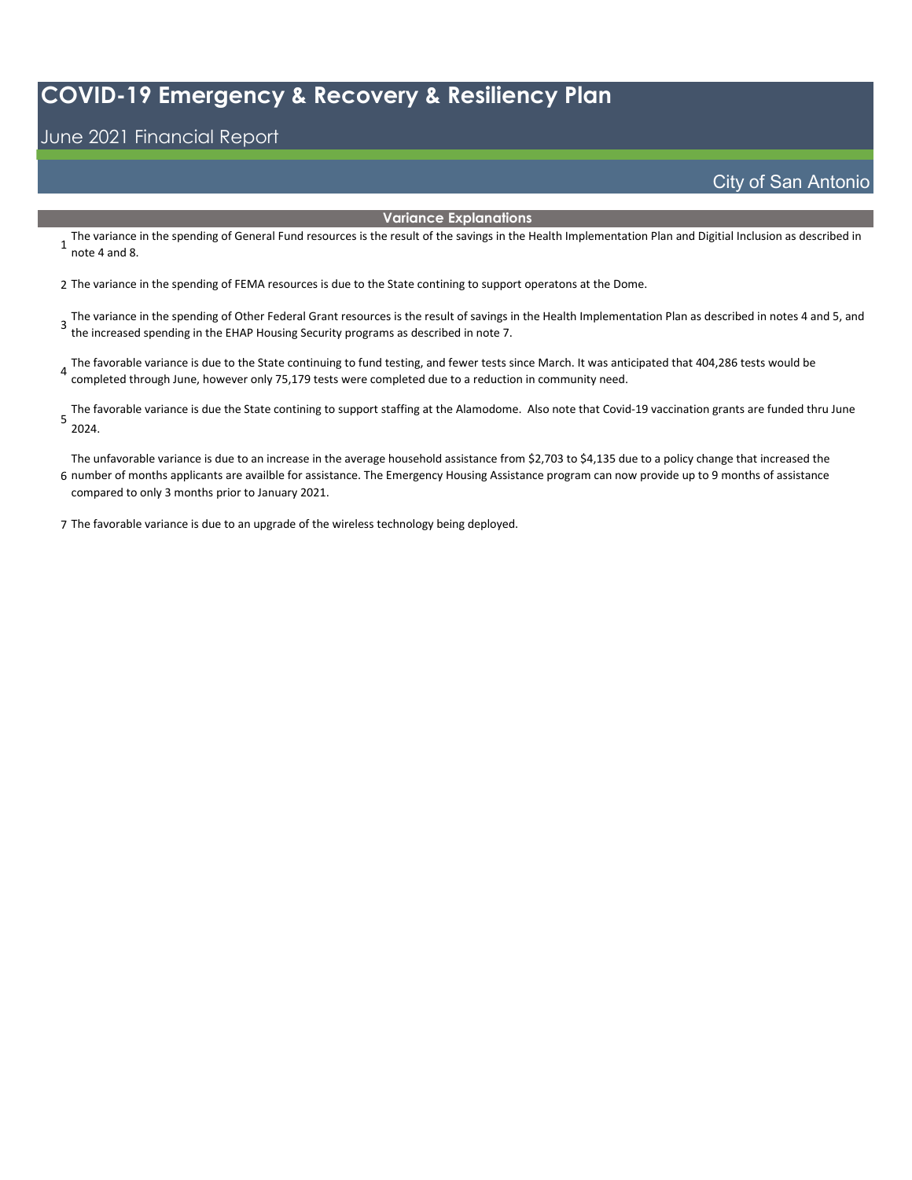# COVID-19 Emergency & Recovery & Resiliency Plan

## June 2021 Financial Report

City of San Antonio

### Variance Explanations

1. The variance in the spending of General Fund resources is the result of the savings in the Health Implementation Plan and Digitial Inclusion as described in note 4 and 8.
2. The variance in the spending of FEMA resources is due to the State contining to support operatons at the Dome.
3. The variance in the spending of Other Federal Grant resources is the result of savings in the Health Implementation Plan as described in notes 4 and 5, and the increased spending in the EHAP Housing Security programs as described in note 7.
4. The favorable variance is due to the State continuing to fund testing, and fewer tests since March. It was anticipated that 404,286 tests would be completed through June, however only 75,179 tests were completed due to a reduction in community need.
5. The favorable variance is due the State contining to support staffing at the Alamodome. Also note that Covid-19 vaccination grants are funded thru June 2024.
6. The unfavorable variance is due to an increase in the average household assistance from $2,703 to $4,135 due to a policy change that increased the number of months applicants are availble for assistance. The Emergency Housing Assistance program can now provide up to 9 months of assistance compared to only 3 months prior to January 2021.
7. The favorable variance is due to an upgrade of the wireless technology being deployed.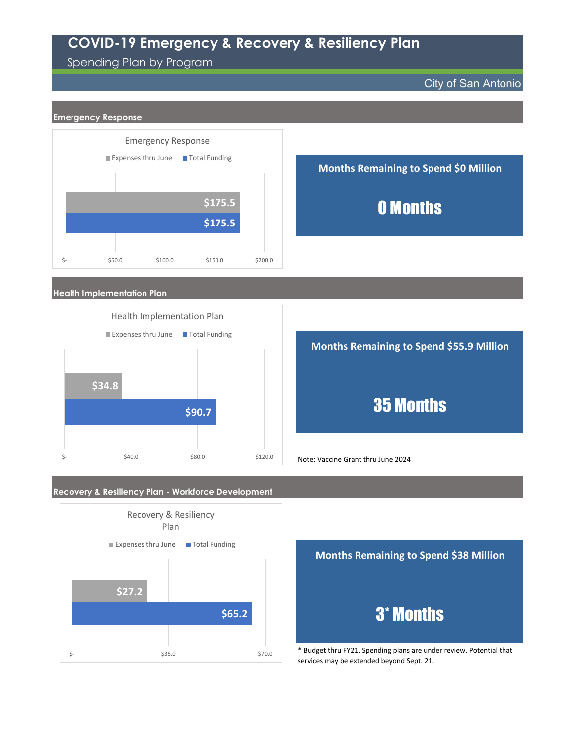# COVID-19 Emergency & Recovery & Resiliency Plan

Spending Plan by Program

City of San Antonio

## Emergency Response

**Emergency Response**

| | Expenses thru June | Total Funding |
|---|---|---|
| Emergency Response | $175.5 | $175.5 |

**Months Remaining to Spend $0 Million**

**0 Months**

## Health Implementation Plan

**Health Implementation Plan**

| | Expenses thru June | Total Funding |
|---|---|---|
| Health Implementation Plan | $34.8 | $90.7 |

**Months Remaining to Spend $55.9 Million**

**35 Months**

Note: Vaccine Grant thru June 2024

## Recovery & Resiliency Plan - Workforce Development

**Recovery & Resiliency Plan**

| | Expenses thru June | Total Funding |
|---|---|---|
| Recovery & Resiliency Plan | $27.2 | $65.2 |

**Months Remaining to Spend $38 Million**

**3* Months**

* Budget thru FY21. Spending plans are under review. Potential that services may be extended beyond Sept. 21.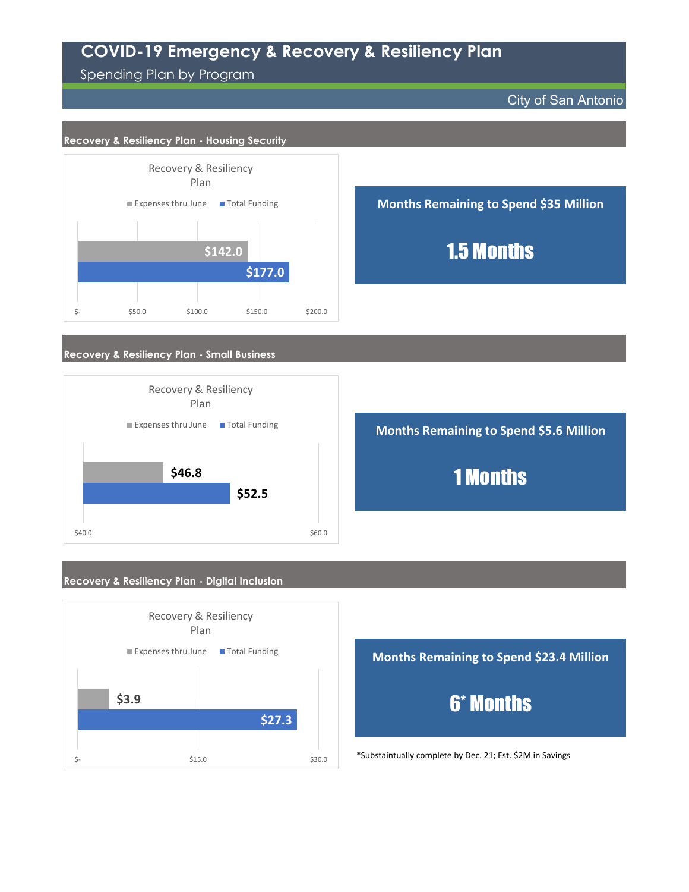# COVID-19 Emergency & Recovery & Resiliency Plan

Spending Plan by Program

City of San Antonio

## Recovery & Resiliency Plan - Housing Security

Recovery & Resiliency Plan

| | Expenses thru June | Total Funding |
|---|---|---|
| Housing Security | $142.0 | $177.0 |

**Months Remaining to Spend $35 Million**

**1.5 Months**

## Recovery & Resiliency Plan - Small Business

Recovery & Resiliency Plan

| | Expenses thru June | Total Funding |
|---|---|---|
| Small Business | $46.8 | $52.5 |

**Months Remaining to Spend $5.6 Million**

**1 Months**

## Recovery & Resiliency Plan - Digital Inclusion

Recovery & Resiliency Plan

| | Expenses thru June | Total Funding |
|---|---|---|
| Digital Inclusion | $3.9 | $27.3 |

**Months Remaining to Spend $23.4 Million**

**6* Months**

*Substaintually complete by Dec. 21; Est. $2M in Savings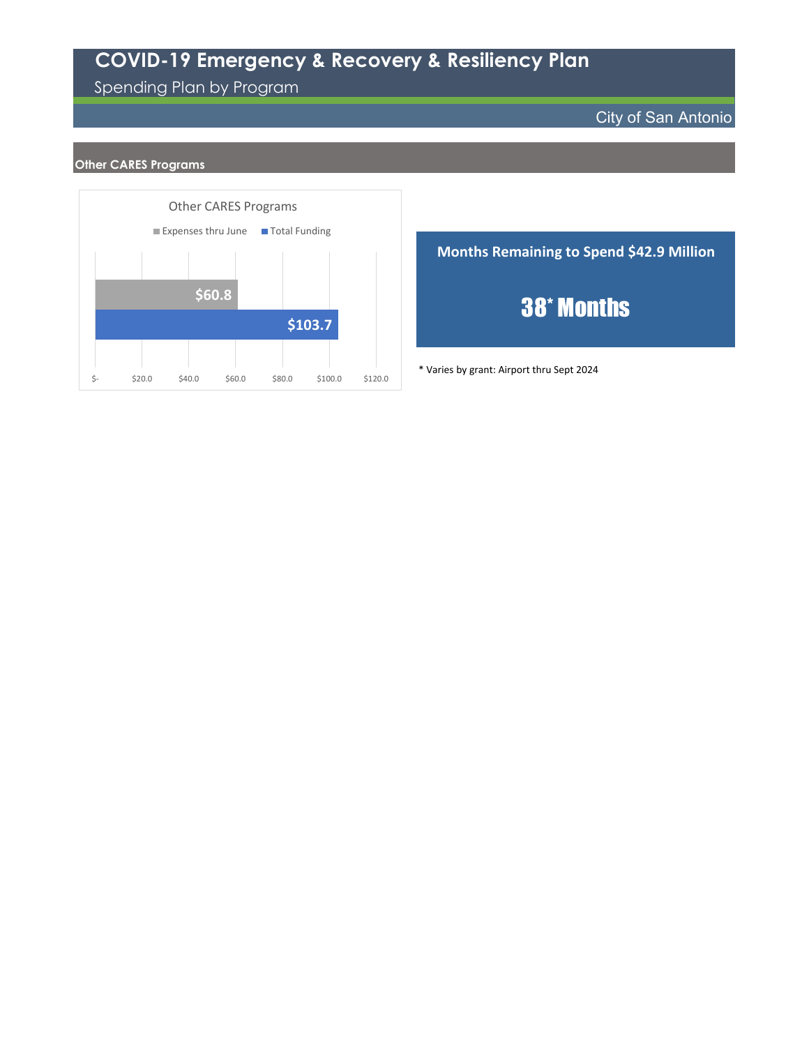# COVID-19 Emergency & Recovery & Resiliency Plan

Spending Plan by Program

City of San Antonio

## Other CARES Programs

Other CARES Programs

| | Expenses thru June | Total Funding |
|---|---|---|
| Other CARES Programs | $60.8 | $103.7 |

**Months Remaining to Spend $42.9 Million**

**38* Months**

* Varies by grant: Airport thru Sept 2024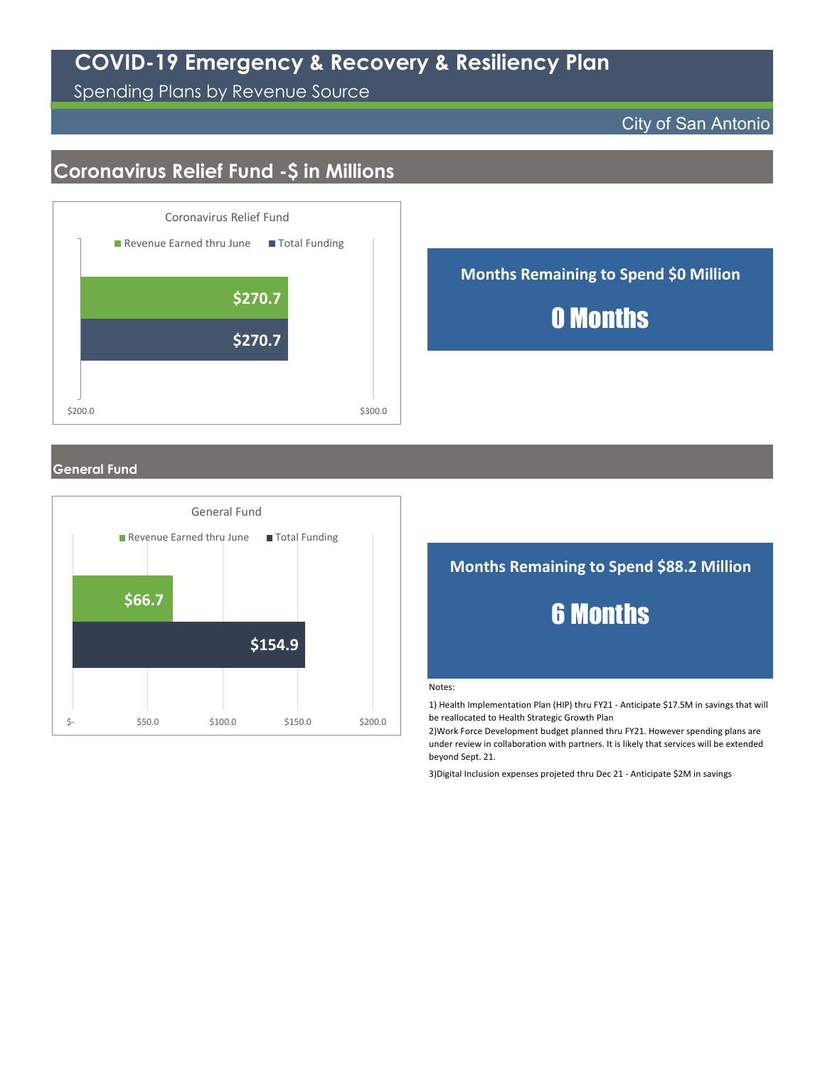# COVID-19 Emergency & Recovery & Resiliency Plan

Spending Plans by Revenue Source

City of San Antonio

## Coronavirus Relief Fund -$ in Millions

Coronavirus Relief Fund

| | Revenue Earned thru June | Total Funding |
|---|---|---|
| Coronavirus Relief Fund | $270.7 | $270.7 |

**Months Remaining to Spend $0 Million**

**0 Months**

## General Fund

General Fund

| | Revenue Earned thru June | Total Funding |
|---|---|---|
| General Fund | $66.7 | $154.9 |

**Months Remaining to Spend $88.2 Million**

**6 Months**

Notes:

1) Health Implementation Plan (HIP) thru FY21 - Anticipate $17.5M in savings that will be reallocated to Health Strategic Growth Plan

2)Work Force Development budget planned thru FY21. However spending plans are under review in collaboration with partners. It is likely that services will be extended beyond Sept. 21.

3)Digital Inclusion expenses projeted thru Dec 21 - Anticipate $2M in savings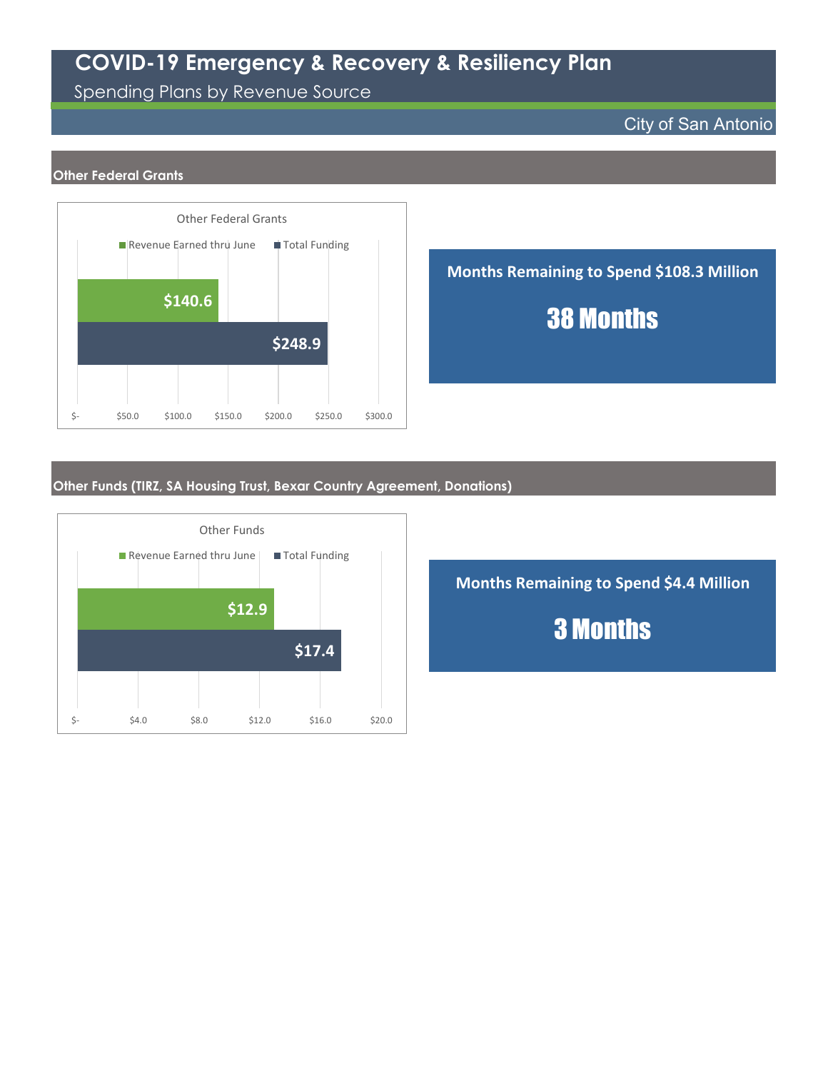# COVID-19 Emergency & Recovery & Resiliency Plan

Spending Plans by Revenue Source

City of San Antonio

## Other Federal Grants

Other Federal Grants

Revenue Earned thru June

Total Funding

$140.6

$248.9

$-
$50.0
$100.0
$150.0
$200.0
$250.0
$300.0

**Months Remaining to Spend $108.3 Million**

**38 Months**

## Other Funds (TIRZ, SA Housing Trust, Bexar Country Agreement, Donations)

Other Funds

Revenue Earned thru June

Total Funding

$12.9

$17.4

$-
$4.0
$8.0
$12.0
$16.0
$20.0

**Months Remaining to Spend $4.4 Million**

**3 Months**